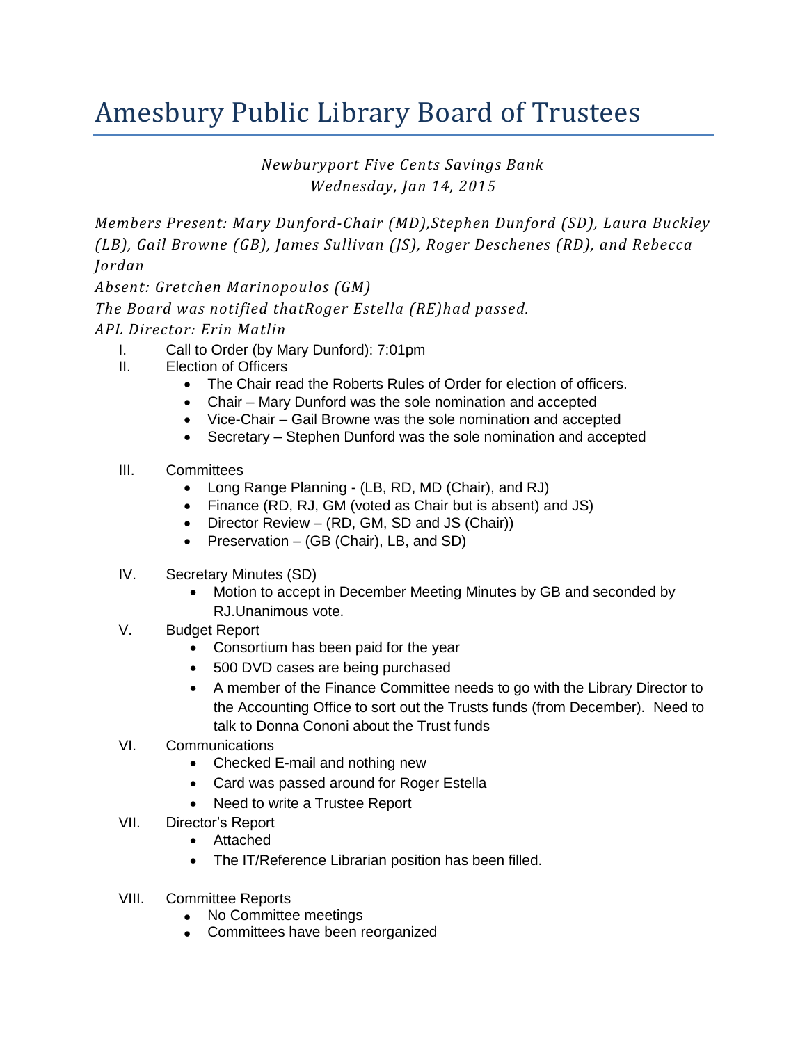# Amesbury Public Library Board of Trustees

*Newburyport Five Cents Savings Bank*
*Wednesday, Jan 14, 2015*

*Members Present: Mary Dunford-Chair (MD),Stephen Dunford (SD), Laura Buckley (LB), Gail Browne (GB), James Sullivan (JS), Roger Deschenes (RD), and Rebecca Jordan*

*Absent: Gretchen Marinopoulos (GM)*

*The Board was notified thatRoger Estella (RE)had passed.*

*APL Director: Erin Matlin*

I. Call to Order (by Mary Dunford): 7:01pm

II. Election of Officers
- The Chair read the Roberts Rules of Order for election of officers.
- Chair – Mary Dunford was the sole nomination and accepted
- Vice-Chair – Gail Browne was the sole nomination and accepted
- Secretary – Stephen Dunford was the sole nomination and accepted

III. Committees
- Long Range Planning - (LB, RD, MD (Chair), and RJ)
- Finance (RD, RJ, GM (voted as Chair but is absent) and JS)
- Director Review – (RD, GM, SD and JS (Chair))
- Preservation – (GB (Chair), LB, and SD)

IV. Secretary Minutes (SD)
- Motion to accept in December Meeting Minutes by GB and seconded by RJ.Unanimous vote.

V. Budget Report
- Consortium has been paid for the year
- 500 DVD cases are being purchased
- A member of the Finance Committee needs to go with the Library Director to the Accounting Office to sort out the Trusts funds (from December). Need to talk to Donna Cononi about the Trust funds

VI. Communications
- Checked E-mail and nothing new
- Card was passed around for Roger Estella
- Need to write a Trustee Report

VII. Director's Report
- Attached
- The IT/Reference Librarian position has been filled.

VIII. Committee Reports
- No Committee meetings
- Committees have been reorganized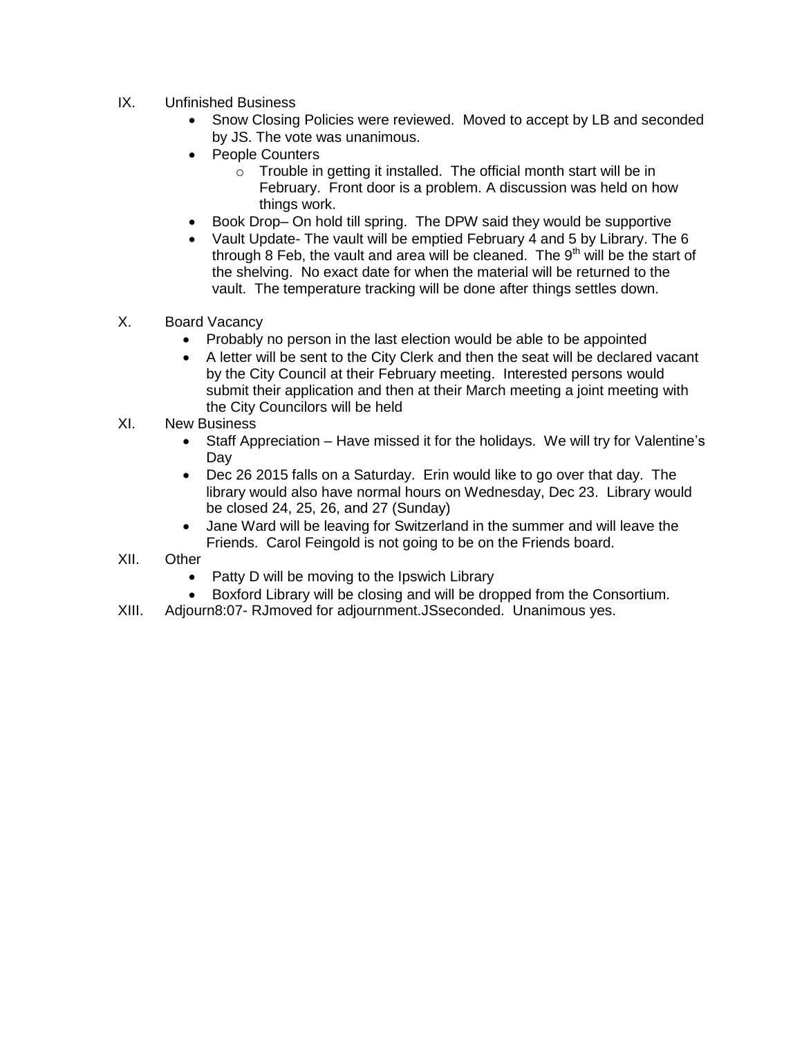IX. Unfinished Business

- Snow Closing Policies were reviewed. Moved to accept by LB and seconded by JS. The vote was unanimous.
- People Counters
    - Trouble in getting it installed. The official month start will be in February. Front door is a problem. A discussion was held on how things work.
- Book Drop– On hold till spring. The DPW said they would be supportive
- Vault Update- The vault will be emptied February 4 and 5 by Library. The 6 through 8 Feb, the vault and area will be cleaned. The 9th will be the start of the shelving. No exact date for when the material will be returned to the vault. The temperature tracking will be done after things settles down.

X. Board Vacancy

- Probably no person in the last election would be able to be appointed
- A letter will be sent to the City Clerk and then the seat will be declared vacant by the City Council at their February meeting. Interested persons would submit their application and then at their March meeting a joint meeting with the City Councilors will be held

XI. New Business

- Staff Appreciation – Have missed it for the holidays. We will try for Valentine's Day
- Dec 26 2015 falls on a Saturday. Erin would like to go over that day. The library would also have normal hours on Wednesday, Dec 23. Library would be closed 24, 25, 26, and 27 (Sunday)
- Jane Ward will be leaving for Switzerland in the summer and will leave the Friends. Carol Feingold is not going to be on the Friends board.

XII. Other

- Patty D will be moving to the Ipswich Library
- Boxford Library will be closing and will be dropped from the Consortium.

XIII. Adjourn8:07- RJmoved for adjournment.JSseconded. Unanimous yes.